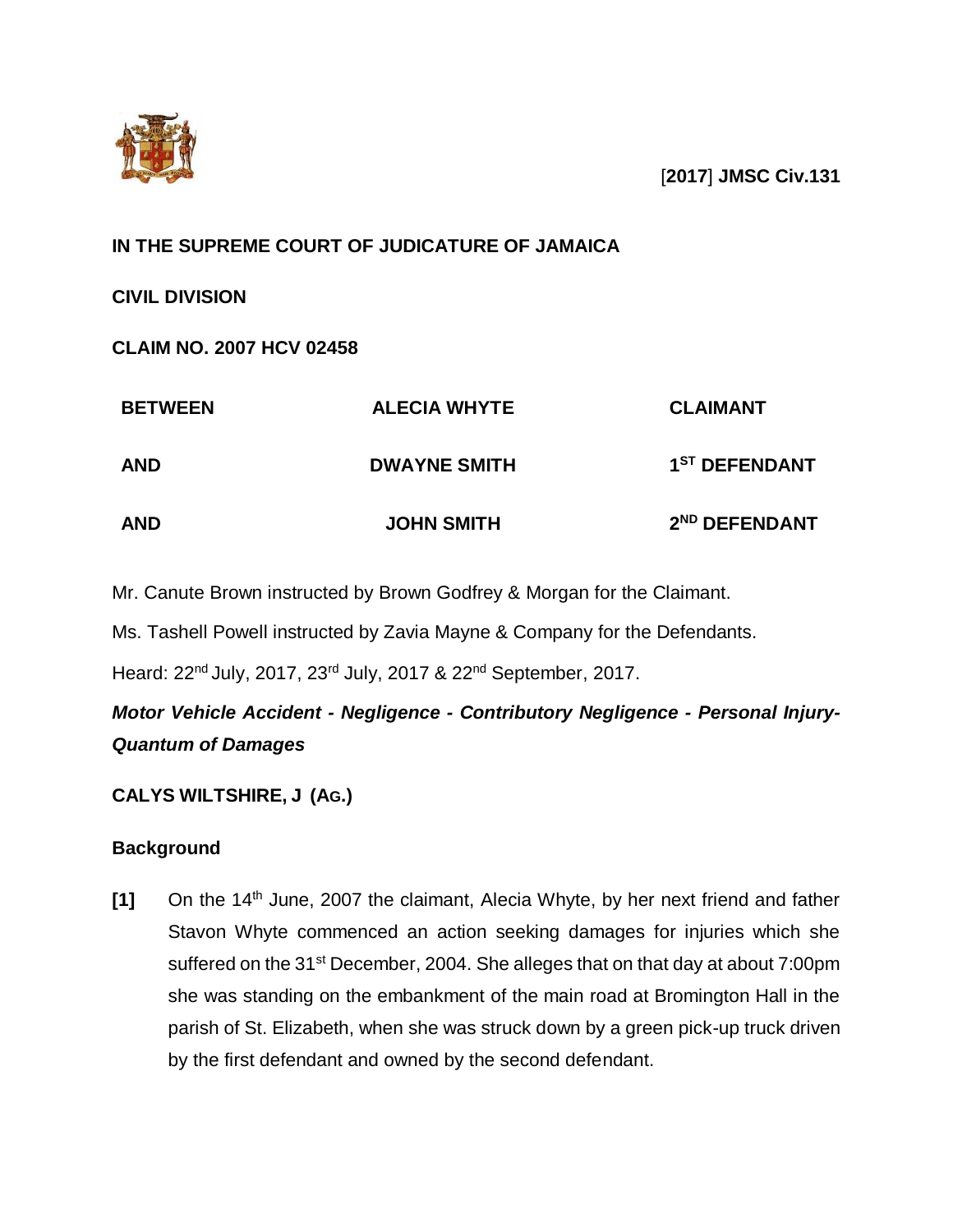[**2017**] **JMSC Civ.131**

**IN THE SUPREME COURT OF JUDICATURE OF JAMAICA**

**CIVIL DIVISION**

**CLAIM NO. 2007 HCV 02458**

| | | |
|---|---|---|
| **BETWEEN** | **ALECIA WHYTE** | **CLAIMANT** |
| **AND** | **DWAYNE SMITH** | **1ST DEFENDANT** |
| **AND** | **JOHN SMITH** | **2ND DEFENDANT** |

Mr. Canute Brown instructed by Brown Godfrey & Morgan for the Claimant.

Ms. Tashell Powell instructed by Zavia Mayne & Company for the Defendants.

Heard: 22nd July, 2017, 23rd July, 2017 & 22nd September, 2017.

***Motor Vehicle Accident - Negligence - Contributory Negligence - Personal Injury-Quantum of Damages***

**CALYS WILTSHIRE, J (AG.)**

## Background

**[1]** On the 14th June, 2007 the claimant, Alecia Whyte, by her next friend and father Stavon Whyte commenced an action seeking damages for injuries which she suffered on the 31st December, 2004. She alleges that on that day at about 7:00pm she was standing on the embankment of the main road at Bromington Hall in the parish of St. Elizabeth, when she was struck down by a green pick-up truck driven by the first defendant and owned by the second defendant.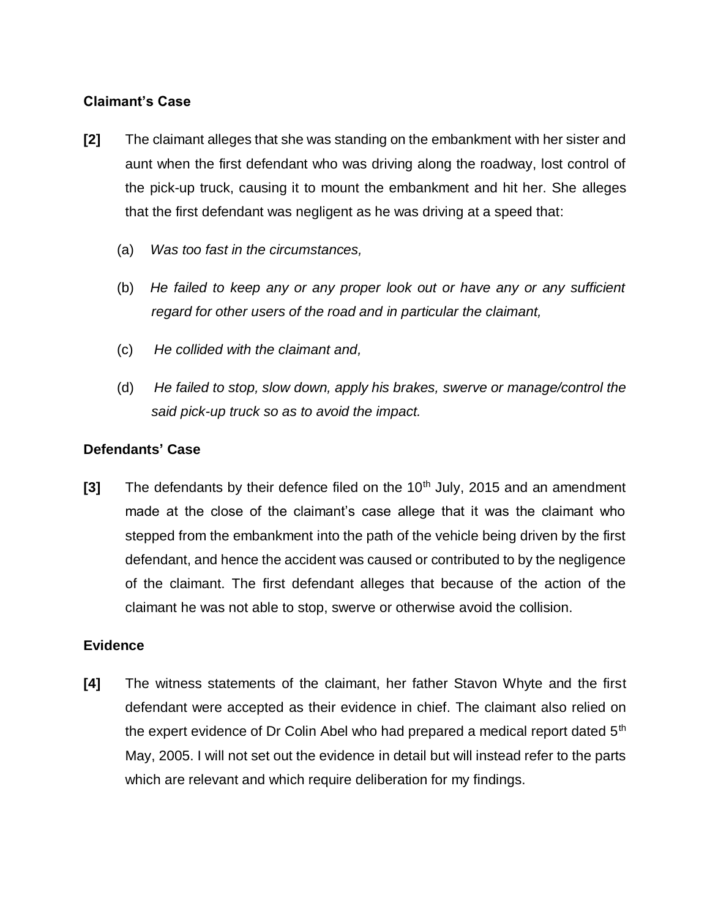**Claimant's Case**

**[2]** The claimant alleges that she was standing on the embankment with her sister and aunt when the first defendant who was driving along the roadway, lost control of the pick-up truck, causing it to mount the embankment and hit her. She alleges that the first defendant was negligent as he was driving at a speed that:

(a) *Was too fast in the circumstances,*

(b) *He failed to keep any or any proper look out or have any or any sufficient regard for other users of the road and in particular the claimant,*

(c) *He collided with the claimant and,*

(d) *He failed to stop, slow down, apply his brakes, swerve or manage/control the said pick-up truck so as to avoid the impact.*

**Defendants' Case**

**[3]** The defendants by their defence filed on the 10th July, 2015 and an amendment made at the close of the claimant's case allege that it was the claimant who stepped from the embankment into the path of the vehicle being driven by the first defendant, and hence the accident was caused or contributed to by the negligence of the claimant. The first defendant alleges that because of the action of the claimant he was not able to stop, swerve or otherwise avoid the collision.

**Evidence**

**[4]** The witness statements of the claimant, her father Stavon Whyte and the first defendant were accepted as their evidence in chief. The claimant also relied on the expert evidence of Dr Colin Abel who had prepared a medical report dated 5th May, 2005. I will not set out the evidence in detail but will instead refer to the parts which are relevant and which require deliberation for my findings.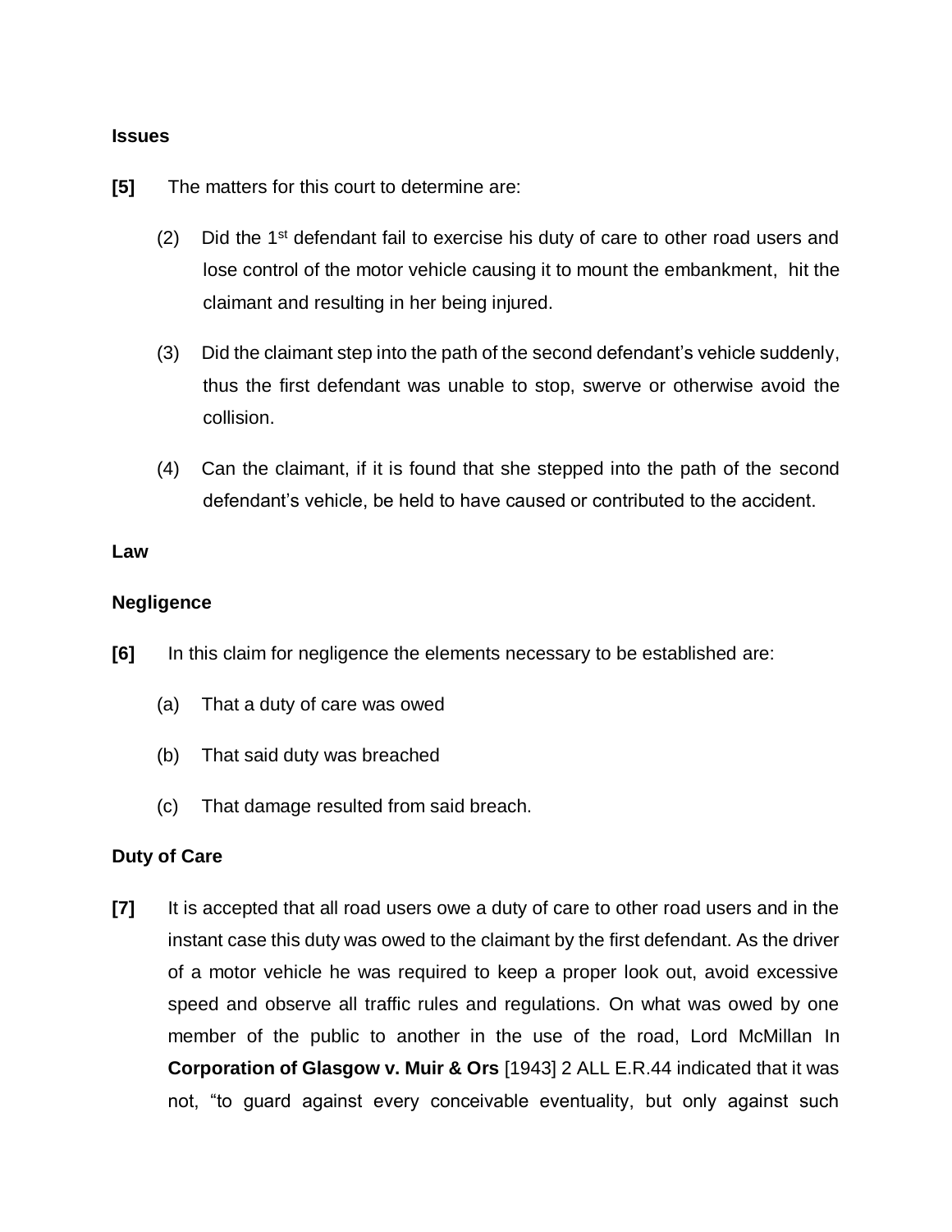**Issues**

**[5]** The matters for this court to determine are:

(2) Did the 1st defendant fail to exercise his duty of care to other road users and lose control of the motor vehicle causing it to mount the embankment, hit the claimant and resulting in her being injured.

(3) Did the claimant step into the path of the second defendant's vehicle suddenly, thus the first defendant was unable to stop, swerve or otherwise avoid the collision.

(4) Can the claimant, if it is found that she stepped into the path of the second defendant's vehicle, be held to have caused or contributed to the accident.

**Law**

**Negligence**

**[6]** In this claim for negligence the elements necessary to be established are:

(a) That a duty of care was owed

(b) That said duty was breached

(c) That damage resulted from said breach.

**Duty of Care**

**[7]** It is accepted that all road users owe a duty of care to other road users and in the instant case this duty was owed to the claimant by the first defendant. As the driver of a motor vehicle he was required to keep a proper look out, avoid excessive speed and observe all traffic rules and regulations. On what was owed by one member of the public to another in the use of the road, Lord McMillan In **Corporation of Glasgow v. Muir & Ors** [1943] 2 ALL E.R.44 indicated that it was not, "to guard against every conceivable eventuality, but only against such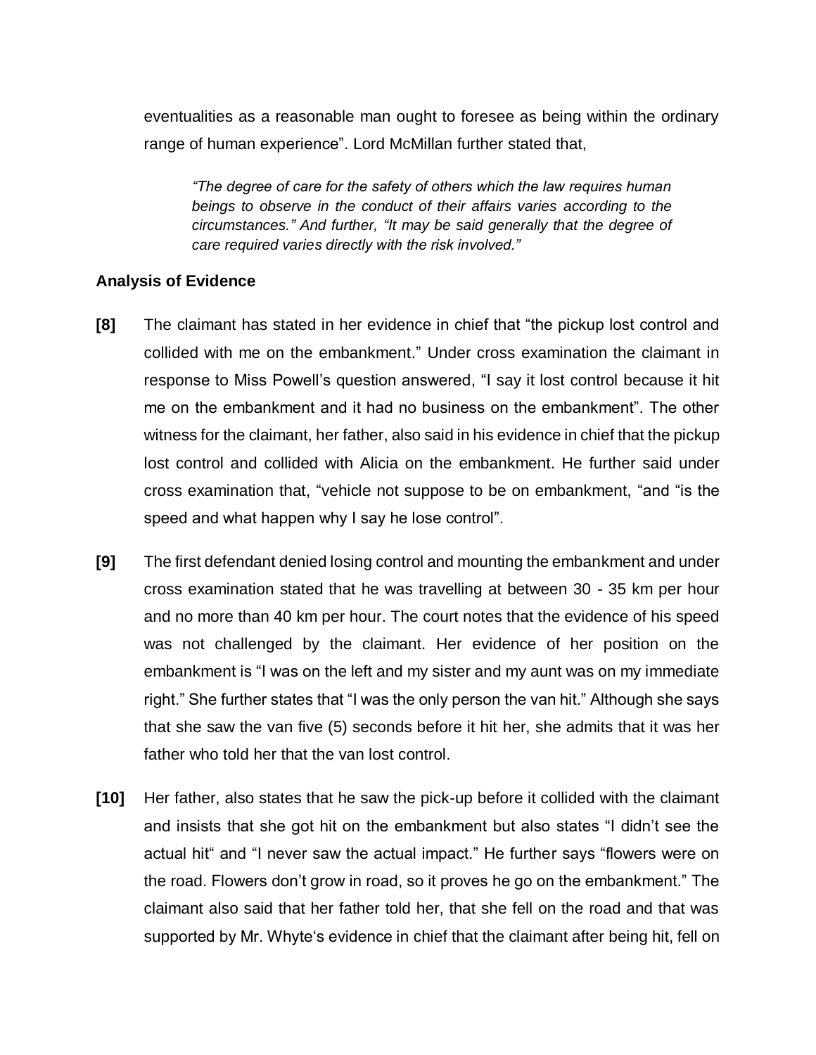eventualities as a reasonable man ought to foresee as being within the ordinary range of human experience". Lord McMillan further stated that,

> *"The degree of care for the safety of others which the law requires human beings to observe in the conduct of their affairs varies according to the circumstances." And further, "It may be said generally that the degree of care required varies directly with the risk involved."*

**Analysis of Evidence**

**[8]** The claimant has stated in her evidence in chief that "the pickup lost control and collided with me on the embankment." Under cross examination the claimant in response to Miss Powell's question answered, "I say it lost control because it hit me on the embankment and it had no business on the embankment". The other witness for the claimant, her father, also said in his evidence in chief that the pickup lost control and collided with Alicia on the embankment. He further said under cross examination that, "vehicle not suppose to be on embankment, "and "is the speed and what happen why I say he lose control".

**[9]** The first defendant denied losing control and mounting the embankment and under cross examination stated that he was travelling at between 30 - 35 km per hour and no more than 40 km per hour. The court notes that the evidence of his speed was not challenged by the claimant. Her evidence of her position on the embankment is "I was on the left and my sister and my aunt was on my immediate right." She further states that "I was the only person the van hit." Although she says that she saw the van five (5) seconds before it hit her, she admits that it was her father who told her that the van lost control.

**[10]** Her father, also states that he saw the pick-up before it collided with the claimant and insists that she got hit on the embankment but also states "I didn't see the actual hit" and "I never saw the actual impact." He further says "flowers were on the road. Flowers don't grow in road, so it proves he go on the embankment." The claimant also said that her father told her, that she fell on the road and that was supported by Mr. Whyte's evidence in chief that the claimant after being hit, fell on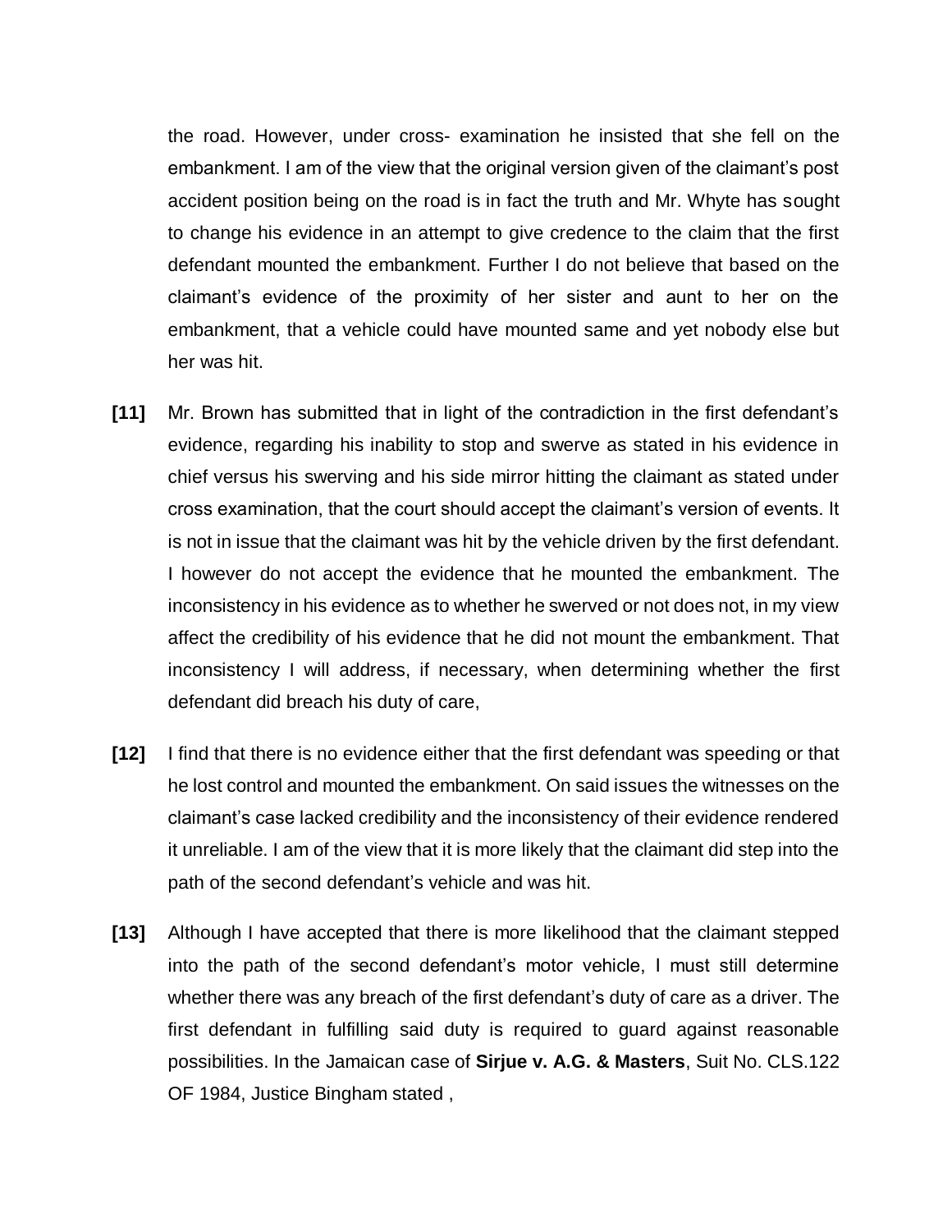the road. However, under cross- examination he insisted that she fell on the embankment. I am of the view that the original version given of the claimant's post accident position being on the road is in fact the truth and Mr. Whyte has sought to change his evidence in an attempt to give credence to the claim that the first defendant mounted the embankment. Further I do not believe that based on the claimant's evidence of the proximity of her sister and aunt to her on the embankment, that a vehicle could have mounted same and yet nobody else but her was hit.

**[11]** Mr. Brown has submitted that in light of the contradiction in the first defendant's evidence, regarding his inability to stop and swerve as stated in his evidence in chief versus his swerving and his side mirror hitting the claimant as stated under cross examination, that the court should accept the claimant's version of events. It is not in issue that the claimant was hit by the vehicle driven by the first defendant. I however do not accept the evidence that he mounted the embankment. The inconsistency in his evidence as to whether he swerved or not does not, in my view affect the credibility of his evidence that he did not mount the embankment. That inconsistency I will address, if necessary, when determining whether the first defendant did breach his duty of care,

**[12]** I find that there is no evidence either that the first defendant was speeding or that he lost control and mounted the embankment. On said issues the witnesses on the claimant's case lacked credibility and the inconsistency of their evidence rendered it unreliable. I am of the view that it is more likely that the claimant did step into the path of the second defendant's vehicle and was hit.

**[13]** Although I have accepted that there is more likelihood that the claimant stepped into the path of the second defendant's motor vehicle, I must still determine whether there was any breach of the first defendant's duty of care as a driver. The first defendant in fulfilling said duty is required to guard against reasonable possibilities. In the Jamaican case of **Sirjue v. A.G. & Masters**, Suit No. CLS.122 OF 1984, Justice Bingham stated ,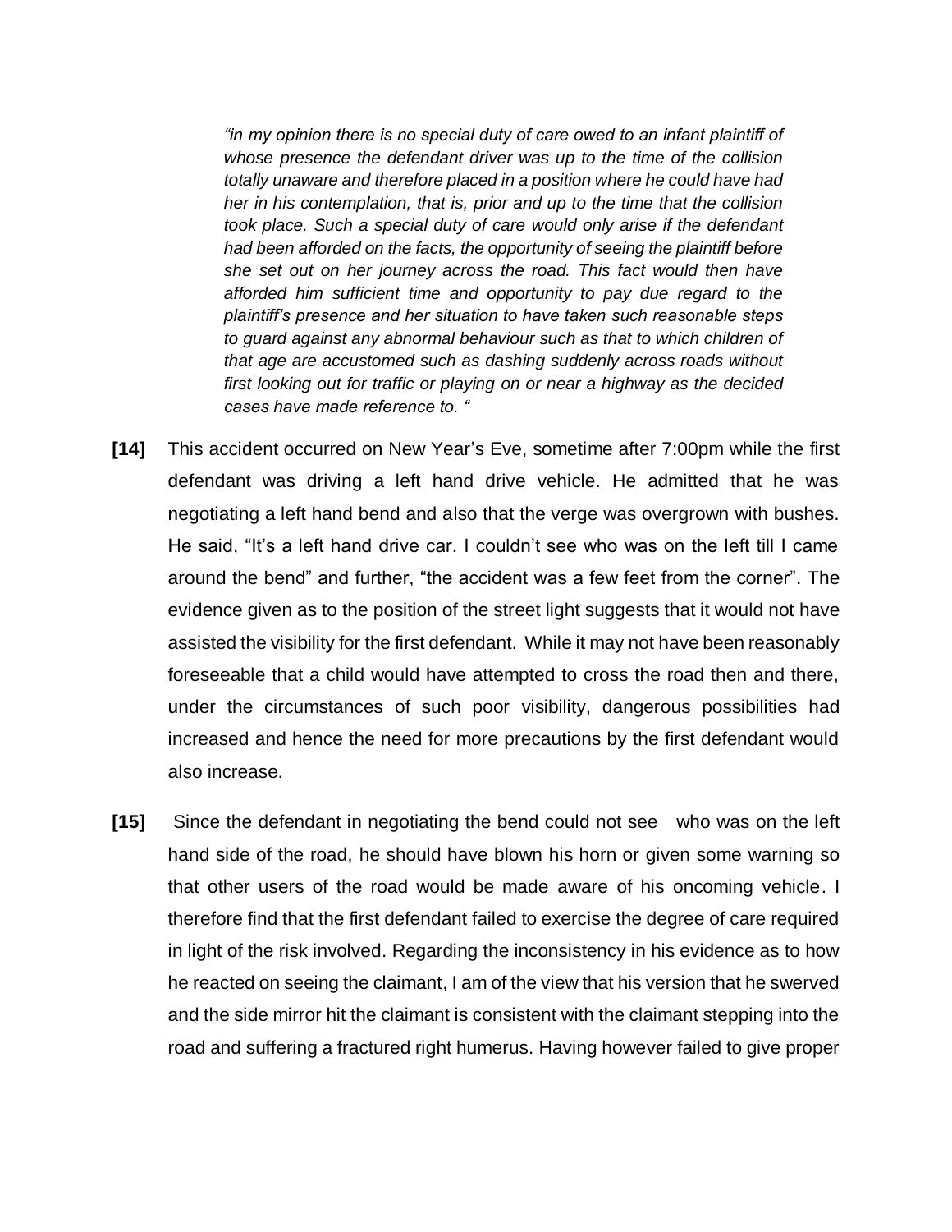> *"in my opinion there is no special duty of care owed to an infant plaintiff of whose presence the defendant driver was up to the time of the collision totally unaware and therefore placed in a position where he could have had her in his contemplation, that is, prior and up to the time that the collision took place. Such a special duty of care would only arise if the defendant had been afforded on the facts, the opportunity of seeing the plaintiff before she set out on her journey across the road. This fact would then have afforded him sufficient time and opportunity to pay due regard to the plaintiff's presence and her situation to have taken such reasonable steps to guard against any abnormal behaviour such as that to which children of that age are accustomed such as dashing suddenly across roads without first looking out for traffic or playing on or near a highway as the decided cases have made reference to. "*

**[14]** This accident occurred on New Year's Eve, sometime after 7:00pm while the first defendant was driving a left hand drive vehicle. He admitted that he was negotiating a left hand bend and also that the verge was overgrown with bushes. He said, "It's a left hand drive car. I couldn't see who was on the left till I came around the bend" and further, "the accident was a few feet from the corner". The evidence given as to the position of the street light suggests that it would not have assisted the visibility for the first defendant. While it may not have been reasonably foreseeable that a child would have attempted to cross the road then and there, under the circumstances of such poor visibility, dangerous possibilities had increased and hence the need for more precautions by the first defendant would also increase.

**[15]** Since the defendant in negotiating the bend could not see who was on the left hand side of the road, he should have blown his horn or given some warning so that other users of the road would be made aware of his oncoming vehicle. I therefore find that the first defendant failed to exercise the degree of care required in light of the risk involved. Regarding the inconsistency in his evidence as to how he reacted on seeing the claimant, I am of the view that his version that he swerved and the side mirror hit the claimant is consistent with the claimant stepping into the road and suffering a fractured right humerus. Having however failed to give proper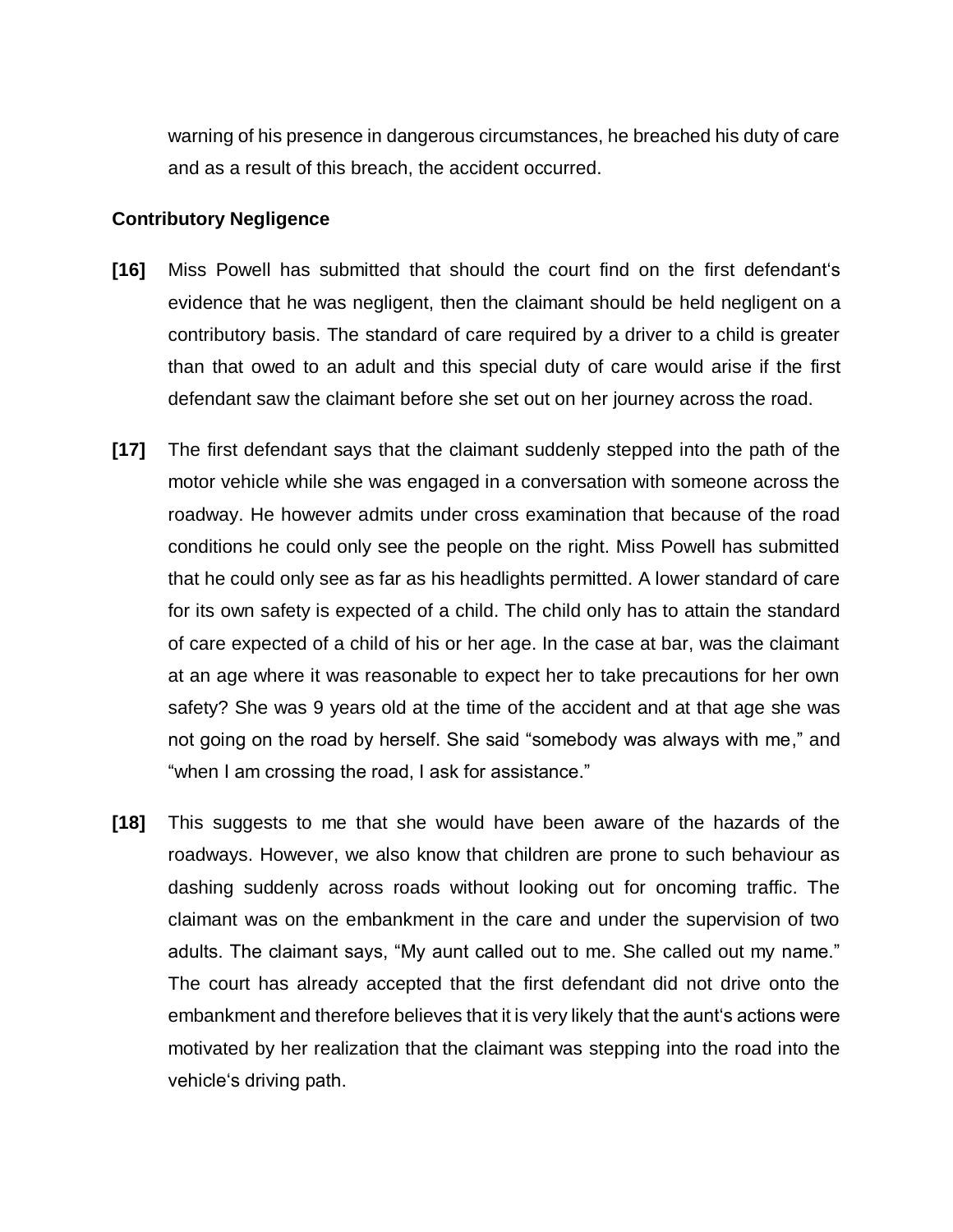warning of his presence in dangerous circumstances, he breached his duty of care and as a result of this breach, the accident occurred.

**Contributory Negligence**

**[16]** Miss Powell has submitted that should the court find on the first defendant's evidence that he was negligent, then the claimant should be held negligent on a contributory basis. The standard of care required by a driver to a child is greater than that owed to an adult and this special duty of care would arise if the first defendant saw the claimant before she set out on her journey across the road.

**[17]** The first defendant says that the claimant suddenly stepped into the path of the motor vehicle while she was engaged in a conversation with someone across the roadway. He however admits under cross examination that because of the road conditions he could only see the people on the right. Miss Powell has submitted that he could only see as far as his headlights permitted. A lower standard of care for its own safety is expected of a child. The child only has to attain the standard of care expected of a child of his or her age. In the case at bar, was the claimant at an age where it was reasonable to expect her to take precautions for her own safety? She was 9 years old at the time of the accident and at that age she was not going on the road by herself. She said "somebody was always with me," and "when I am crossing the road, I ask for assistance."

**[18]** This suggests to me that she would have been aware of the hazards of the roadways. However, we also know that children are prone to such behaviour as dashing suddenly across roads without looking out for oncoming traffic. The claimant was on the embankment in the care and under the supervision of two adults. The claimant says, "My aunt called out to me. She called out my name." The court has already accepted that the first defendant did not drive onto the embankment and therefore believes that it is very likely that the aunt's actions were motivated by her realization that the claimant was stepping into the road into the vehicle's driving path.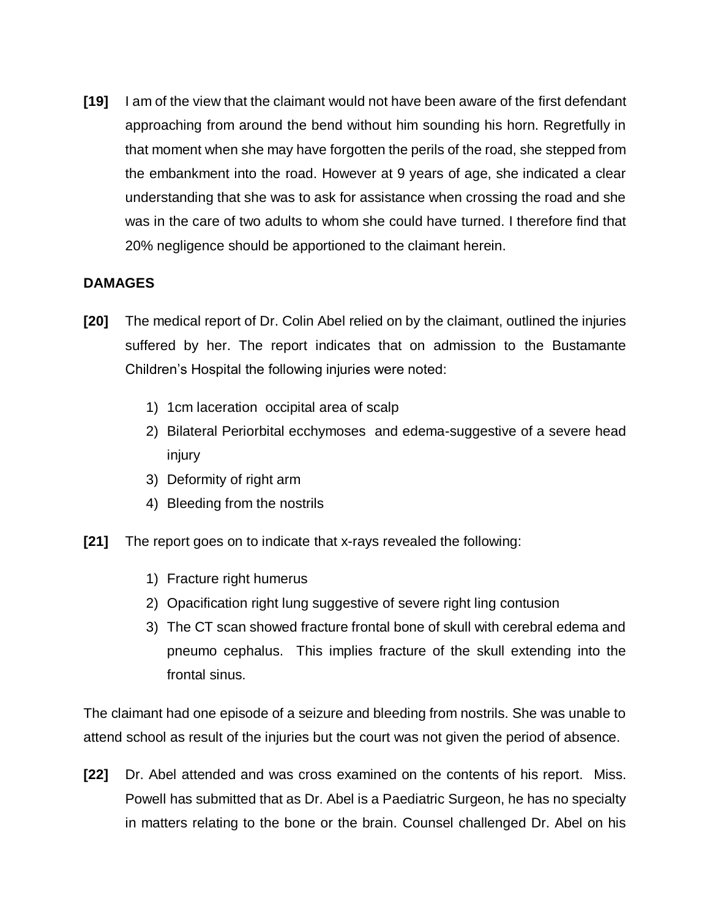**[19]** I am of the view that the claimant would not have been aware of the first defendant approaching from around the bend without him sounding his horn. Regretfully in that moment when she may have forgotten the perils of the road, she stepped from the embankment into the road. However at 9 years of age, she indicated a clear understanding that she was to ask for assistance when crossing the road and she was in the care of two adults to whom she could have turned. I therefore find that 20% negligence should be apportioned to the claimant herein.

**DAMAGES**

**[20]** The medical report of Dr. Colin Abel relied on by the claimant, outlined the injuries suffered by her. The report indicates that on admission to the Bustamante Children's Hospital the following injuries were noted:

1) 1cm laceration occipital area of scalp
2) Bilateral Periorbital ecchymoses and edema-suggestive of a severe head injury
3) Deformity of right arm
4) Bleeding from the nostrils

**[21]** The report goes on to indicate that x-rays revealed the following:

1) Fracture right humerus
2) Opacification right lung suggestive of severe right ling contusion
3) The CT scan showed fracture frontal bone of skull with cerebral edema and pneumo cephalus. This implies fracture of the skull extending into the frontal sinus.

The claimant had one episode of a seizure and bleeding from nostrils. She was unable to attend school as result of the injuries but the court was not given the period of absence.

**[22]** Dr. Abel attended and was cross examined on the contents of his report. Miss. Powell has submitted that as Dr. Abel is a Paediatric Surgeon, he has no specialty in matters relating to the bone or the brain. Counsel challenged Dr. Abel on his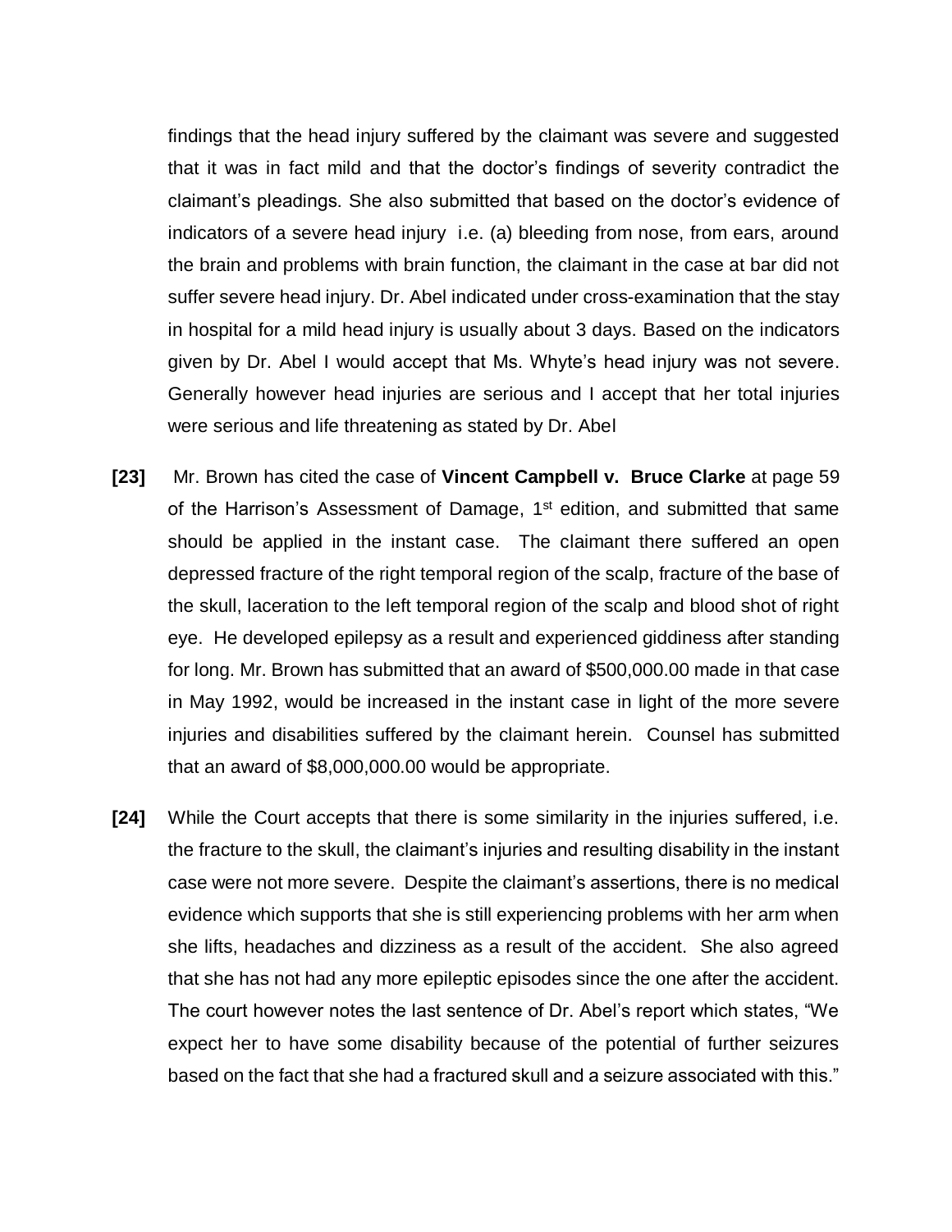findings that the head injury suffered by the claimant was severe and suggested that it was in fact mild and that the doctor's findings of severity contradict the claimant's pleadings. She also submitted that based on the doctor's evidence of indicators of a severe head injury i.e. (a) bleeding from nose, from ears, around the brain and problems with brain function, the claimant in the case at bar did not suffer severe head injury. Dr. Abel indicated under cross-examination that the stay in hospital for a mild head injury is usually about 3 days. Based on the indicators given by Dr. Abel I would accept that Ms. Whyte's head injury was not severe. Generally however head injuries are serious and I accept that her total injuries were serious and life threatening as stated by Dr. Abel

**[23]** Mr. Brown has cited the case of **Vincent Campbell v. Bruce Clarke** at page 59 of the Harrison's Assessment of Damage, 1st edition, and submitted that same should be applied in the instant case. The claimant there suffered an open depressed fracture of the right temporal region of the scalp, fracture of the base of the skull, laceration to the left temporal region of the scalp and blood shot of right eye. He developed epilepsy as a result and experienced giddiness after standing for long. Mr. Brown has submitted that an award of $500,000.00 made in that case in May 1992, would be increased in the instant case in light of the more severe injuries and disabilities suffered by the claimant herein. Counsel has submitted that an award of $8,000,000.00 would be appropriate.

**[24]** While the Court accepts that there is some similarity in the injuries suffered, i.e. the fracture to the skull, the claimant's injuries and resulting disability in the instant case were not more severe. Despite the claimant's assertions, there is no medical evidence which supports that she is still experiencing problems with her arm when she lifts, headaches and dizziness as a result of the accident. She also agreed that she has not had any more epileptic episodes since the one after the accident. The court however notes the last sentence of Dr. Abel's report which states, "We expect her to have some disability because of the potential of further seizures based on the fact that she had a fractured skull and a seizure associated with this."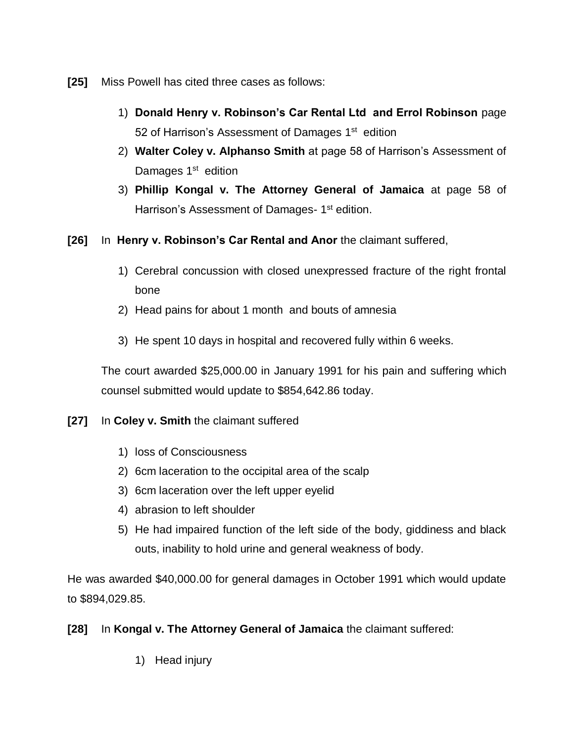**[25]** Miss Powell has cited three cases as follows:

1) **Donald Henry v. Robinson's Car Rental Ltd and Errol Robinson** page 52 of Harrison's Assessment of Damages 1st edition
2) **Walter Coley v. Alphanso Smith** at page 58 of Harrison's Assessment of Damages 1st edition
3) **Phillip Kongal v. The Attorney General of Jamaica** at page 58 of Harrison's Assessment of Damages- 1st edition.

**[26]** In **Henry v. Robinson's Car Rental and Anor** the claimant suffered,

1) Cerebral concussion with closed unexpressed fracture of the right frontal bone
2) Head pains for about 1 month and bouts of amnesia
3) He spent 10 days in hospital and recovered fully within 6 weeks.

The court awarded $25,000.00 in January 1991 for his pain and suffering which counsel submitted would update to $854,642.86 today.

**[27]** In **Coley v. Smith** the claimant suffered

1) loss of Consciousness
2) 6cm laceration to the occipital area of the scalp
3) 6cm laceration over the left upper eyelid
4) abrasion to left shoulder
5) He had impaired function of the left side of the body, giddiness and black outs, inability to hold urine and general weakness of body.

He was awarded $40,000.00 for general damages in October 1991 which would update to $894,029.85.

**[28]** In **Kongal v. The Attorney General of Jamaica** the claimant suffered:

1) Head injury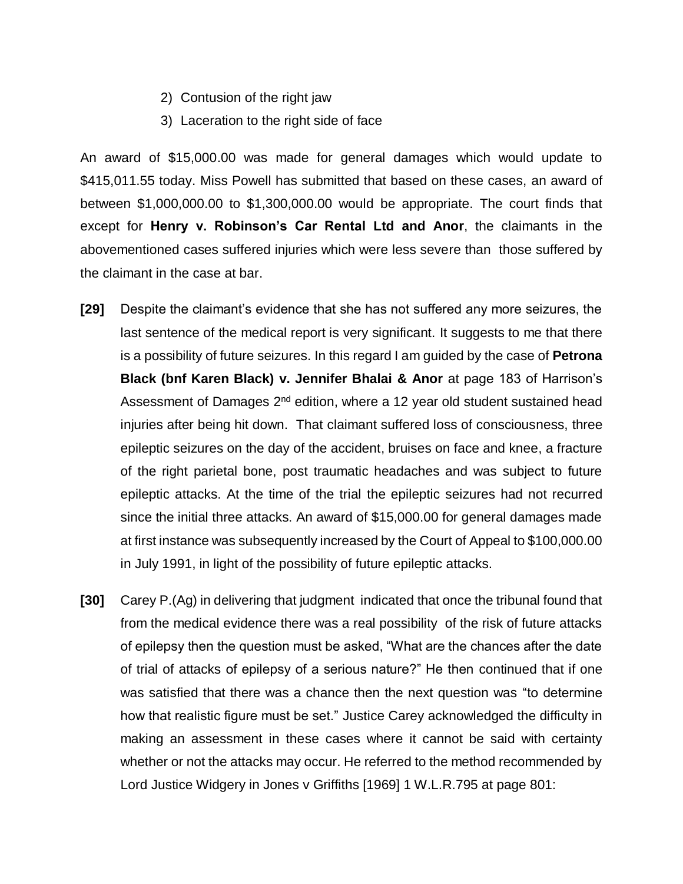2) Contusion of the right jaw
3) Laceration to the right side of face

An award of $15,000.00 was made for general damages which would update to $415,011.55 today. Miss Powell has submitted that based on these cases, an award of between $1,000,000.00 to $1,300,000.00 would be appropriate. The court finds that except for **Henry v. Robinson's Car Rental Ltd and Anor**, the claimants in the abovementioned cases suffered injuries which were less severe than those suffered by the claimant in the case at bar.

**[29]** Despite the claimant's evidence that she has not suffered any more seizures, the last sentence of the medical report is very significant. It suggests to me that there is a possibility of future seizures. In this regard I am guided by the case of **Petrona Black (bnf Karen Black) v. Jennifer Bhalai & Anor** at page 183 of Harrison's Assessment of Damages 2nd edition, where a 12 year old student sustained head injuries after being hit down. That claimant suffered loss of consciousness, three epileptic seizures on the day of the accident, bruises on face and knee, a fracture of the right parietal bone, post traumatic headaches and was subject to future epileptic attacks. At the time of the trial the epileptic seizures had not recurred since the initial three attacks. An award of $15,000.00 for general damages made at first instance was subsequently increased by the Court of Appeal to $100,000.00 in July 1991, in light of the possibility of future epileptic attacks.

**[30]** Carey P.(Ag) in delivering that judgment indicated that once the tribunal found that from the medical evidence there was a real possibility of the risk of future attacks of epilepsy then the question must be asked, "What are the chances after the date of trial of attacks of epilepsy of a serious nature?" He then continued that if one was satisfied that there was a chance then the next question was "to determine how that realistic figure must be set." Justice Carey acknowledged the difficulty in making an assessment in these cases where it cannot be said with certainty whether or not the attacks may occur. He referred to the method recommended by Lord Justice Widgery in Jones v Griffiths [1969] 1 W.L.R.795 at page 801: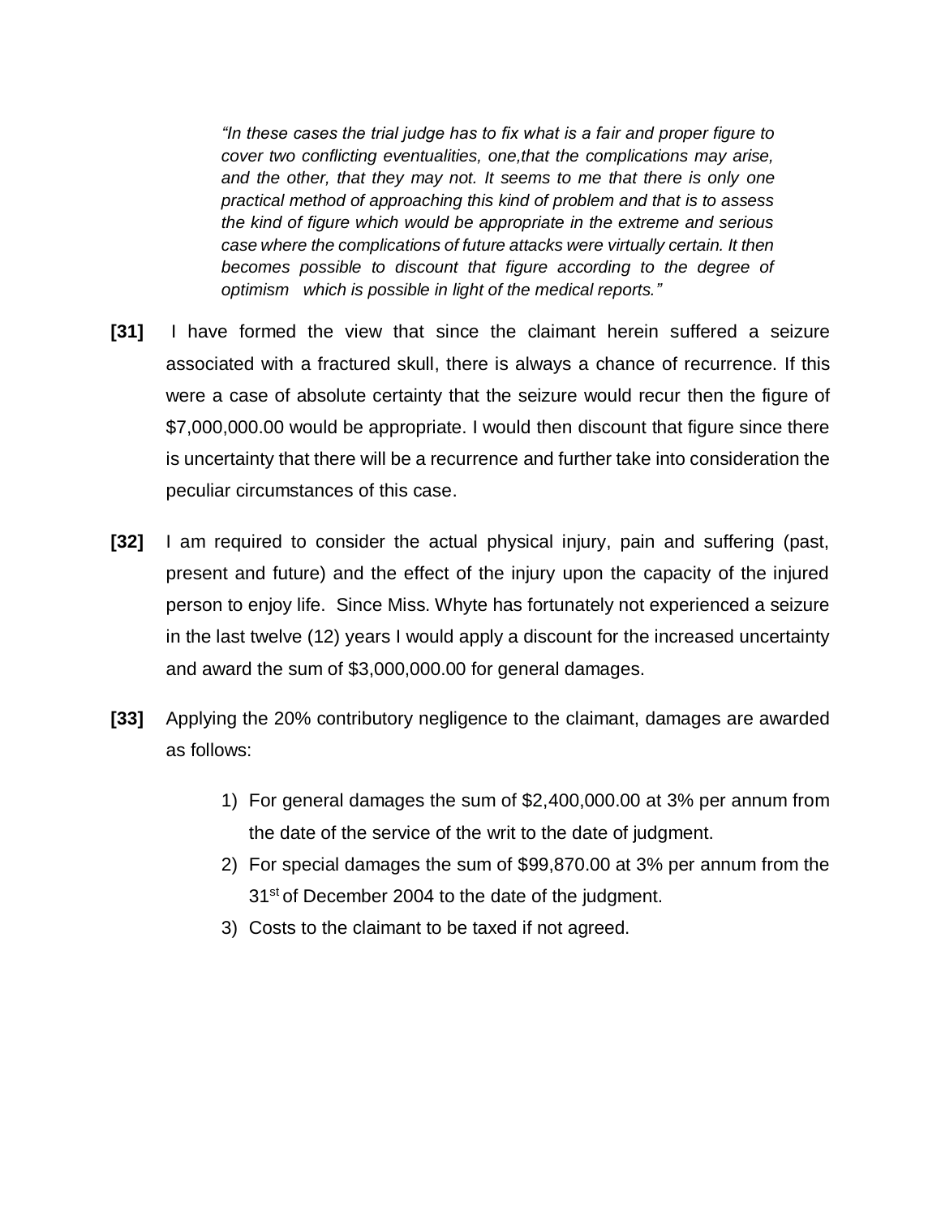> *"In these cases the trial judge has to fix what is a fair and proper figure to cover two conflicting eventualities, one,that the complications may arise, and the other, that they may not. It seems to me that there is only one practical method of approaching this kind of problem and that is to assess the kind of figure which would be appropriate in the extreme and serious case where the complications of future attacks were virtually certain. It then becomes possible to discount that figure according to the degree of optimism which is possible in light of the medical reports."*

**[31]** I have formed the view that since the claimant herein suffered a seizure associated with a fractured skull, there is always a chance of recurrence. If this were a case of absolute certainty that the seizure would recur then the figure of $7,000,000.00 would be appropriate. I would then discount that figure since there is uncertainty that there will be a recurrence and further take into consideration the peculiar circumstances of this case.

**[32]** I am required to consider the actual physical injury, pain and suffering (past, present and future) and the effect of the injury upon the capacity of the injured person to enjoy life. Since Miss. Whyte has fortunately not experienced a seizure in the last twelve (12) years I would apply a discount for the increased uncertainty and award the sum of $3,000,000.00 for general damages.

**[33]** Applying the 20% contributory negligence to the claimant, damages are awarded as follows:

1) For general damages the sum of $2,400,000.00 at 3% per annum from the date of the service of the writ to the date of judgment.
2) For special damages the sum of $99,870.00 at 3% per annum from the 31st of December 2004 to the date of the judgment.
3) Costs to the claimant to be taxed if not agreed.